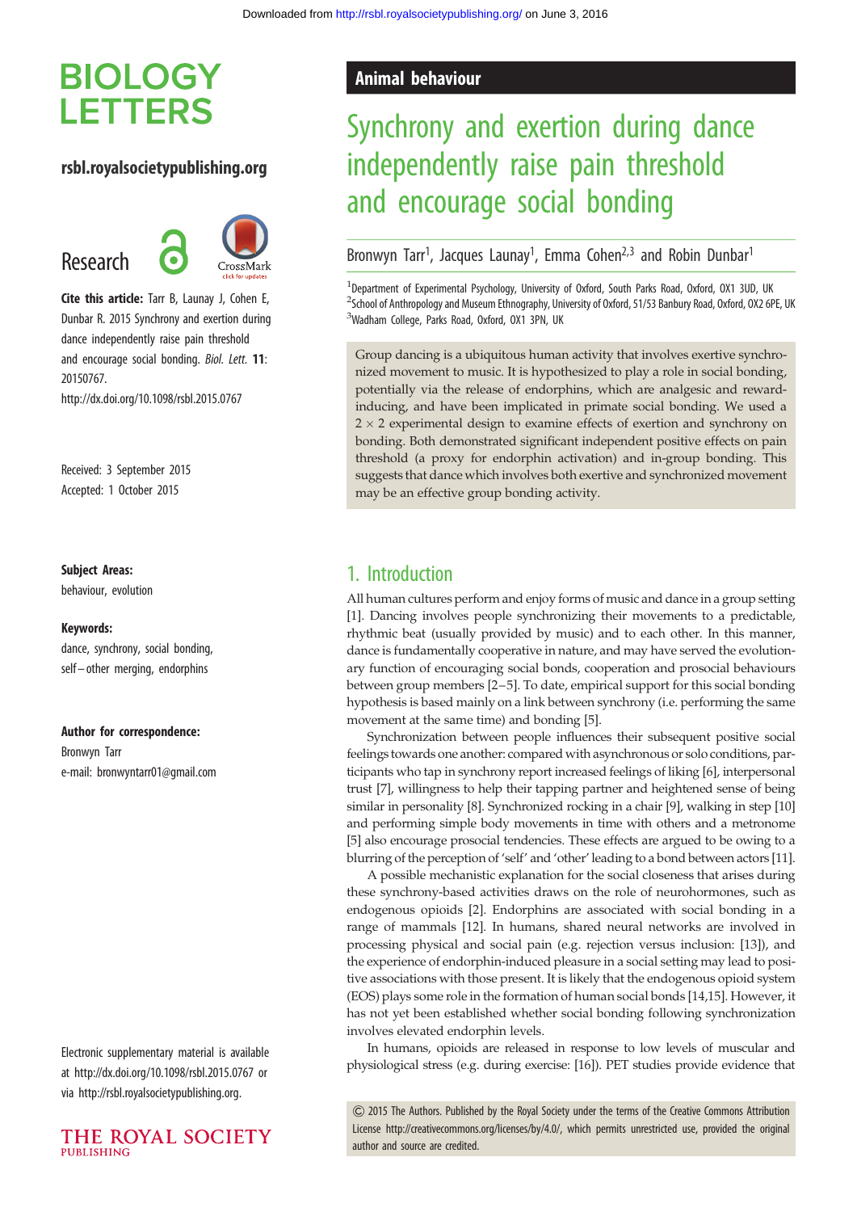# BIOLOGY LETTERS

rsbl.royalsocietypublishing.org

Research

**Cite this article:** Tarr B, Launay J, Cohen E, Dunbar R. 2015 Synchrony and exertion during dance independently raise pain threshold and encourage social bonding. *Biol. Lett.* **11**: 20150767.
http://dx.doi.org/10.1098/rsbl.2015.0767

Received: 3 September 2015
Accepted: 1 October 2015

**Subject Areas:**
behaviour, evolution

**Keywords:**
dance, synchrony, social bonding, self–other merging, endorphins

**Author for correspondence:**
Bronwyn Tarr
e-mail: bronwyntarr01@gmail.com

Electronic supplementary material is available at http://dx.doi.org/10.1098/rsbl.2015.0767 or via http://rsbl.royalsocietypublishing.org.

Animal behaviour

# Synchrony and exertion during dance independently raise pain threshold and encourage social bonding

Bronwyn Tarr[1], Jacques Launay[1], Emma Cohen[2,3] and Robin Dunbar[1]

[1]Department of Experimental Psychology, University of Oxford, South Parks Road, Oxford, OX1 3UD, UK
[2]School of Anthropology and Museum Ethnography, University of Oxford, 51/53 Banbury Road, Oxford, OX2 6PE, UK
[3]Wadham College, Parks Road, Oxford, OX1 3PN, UK

Group dancing is a ubiquitous human activity that involves exertive synchronized movement to music. It is hypothesized to play a role in social bonding, potentially via the release of endorphins, which are analgesic and reward-inducing, and have been implicated in primate social bonding. We used a $2 \times 2$ experimental design to examine effects of exertion and synchrony on bonding. Both demonstrated significant independent positive effects on pain threshold (a proxy for endorphin activation) and in-group bonding. This suggests that dance which involves both exertive and synchronized movement may be an effective group bonding activity.

## 1. Introduction

All human cultures perform and enjoy forms of music and dance in a group setting [1]. Dancing involves people synchronizing their movements to a predictable, rhythmic beat (usually provided by music) and to each other. In this manner, dance is fundamentally cooperative in nature, and may have served the evolutionary function of encouraging social bonds, cooperation and prosocial behaviours between group members [2–5]. To date, empirical support for this social bonding hypothesis is based mainly on a link between synchrony (i.e. performing the same movement at the same time) and bonding [5].

Synchronization between people influences their subsequent positive social feelings towards one another: compared with asynchronous or solo conditions, participants who tap in synchrony report increased feelings of liking [6], interpersonal trust [7], willingness to help their tapping partner and heightened sense of being similar in personality [8]. Synchronized rocking in a chair [9], walking in step [10] and performing simple body movements in time with others and a metronome [5] also encourage prosocial tendencies. These effects are argued to be owing to a blurring of the perception of 'self' and 'other' leading to a bond between actors [11].

A possible mechanistic explanation for the social closeness that arises during these synchrony-based activities draws on the role of neurohormones, such as endogenous opioids [2]. Endorphins are associated with social bonding in a range of mammals [12]. In humans, shared neural networks are involved in processing physical and social pain (e.g. rejection versus inclusion: [13]), and the experience of endorphin-induced pleasure in a social setting may lead to positive associations with those present. It is likely that the endogenous opioid system (EOS) plays some role in the formation of human social bonds [14,15]. However, it has not yet been established whether social bonding following synchronization involves elevated endorphin levels.

In humans, opioids are released in response to low levels of muscular and physiological stress (e.g. during exercise: [16]). PET studies provide evidence that

© 2015 The Authors. Published by the Royal Society under the terms of the Creative Commons Attribution License http://creativecommons.org/licenses/by/4.0/, which permits unrestricted use, provided the original author and source are credited.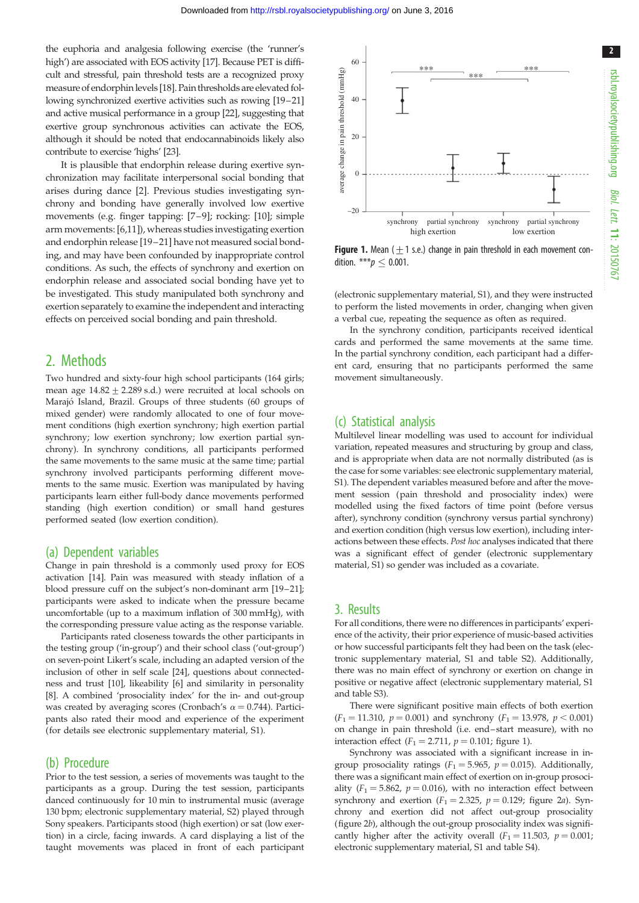the euphoria and analgesia following exercise (the 'runner's high') are associated with EOS activity [17]. Because PET is difficult and stressful, pain threshold tests are a recognized proxy measure of endorphin levels [18]. Pain thresholds are elevated following synchronized exertive activities such as rowing [19–21] and active musical performance in a group [22], suggesting that exertive group synchronous activities can activate the EOS, although it should be noted that endocannabinoids likely also contribute to exercise 'highs' [23].

It is plausible that endorphin release during exertive synchronization may facilitate interpersonal social bonding that arises during dance [2]. Previous studies investigating synchrony and bonding have generally involved low exertive movements (e.g. finger tapping: [7–9]; rocking: [10]; simple arm movements: [6,11]), whereas studies investigating exertion and endorphin release [19–21] have not measured social bonding, and may have been confounded by inappropriate control conditions. As such, the effects of synchrony and exertion on endorphin release and associated social bonding have yet to be investigated. This study manipulated both synchrony and exertion separately to examine the independent and interacting effects on perceived social bonding and pain threshold.

## 2. Methods

Two hundred and sixty-four high school participants (164 girls; mean age $14.82 \pm 2.289$ s.d.) were recruited at local schools on Marajó Island, Brazil. Groups of three students (60 groups of mixed gender) were randomly allocated to one of four movement conditions (high exertion synchrony; high exertion partial synchrony; low exertion synchrony; low exertion partial synchrony). In synchrony conditions, all participants performed the same movements to the same music at the same time; partial synchrony involved participants performing different movements to the same music. Exertion was manipulated by having participants learn either full-body dance movements performed standing (high exertion condition) or small hand gestures performed seated (low exertion condition).

### (a) Dependent variables

Change in pain threshold is a commonly used proxy for EOS activation [14]. Pain was measured with steady inflation of a blood pressure cuff on the subject's non-dominant arm [19–21]; participants were asked to indicate when the pressure became uncomfortable (up to a maximum inflation of 300 mmHg), with the corresponding pressure value acting as the response variable.

Participants rated closeness towards the other participants in the testing group ('in-group') and their school class ('out-group') on seven-point Likert's scale, including an adapted version of the inclusion of other in self scale [24], questions about connectedness and trust [10], likeability [6] and similarity in personality [8]. A combined 'prosociality index' for the in- and out-group was created by averaging scores (Cronbach's $\alpha = 0.744$). Participants also rated their mood and experience of the experiment (for details see electronic supplementary material, S1).

### (b) Procedure

Prior to the test session, a series of movements was taught to the participants as a group. During the test session, participants danced continuously for 10 min to instrumental music (average 130 bpm; electronic supplementary material, S2) played through Sony speakers. Participants stood (high exertion) or sat (low exertion) in a circle, facing inwards. A card displaying a list of the taught movements was placed in front of each participant (electronic supplementary material, S1), and they were instructed to perform the listed movements in order, changing when given a verbal cue, repeating the sequence as often as required.

In the synchrony condition, participants received identical cards and performed the same movements at the same time. In the partial synchrony condition, each participant had a different card, ensuring that no participants performed the same movement simultaneously.

**Figure 1.** Mean ($\pm 1$ s.e.) change in pain threshold in each movement condition. ***$p \leq 0.001$.

### (c) Statistical analysis

Multilevel linear modelling was used to account for individual variation, repeated measures and structuring by group and class, and is appropriate when data are not normally distributed (as is the case for some variables: see electronic supplementary material, S1). The dependent variables measured before and after the movement session (pain threshold and prosociality index) were modelled using the fixed factors of time point (before versus after), synchrony condition (synchrony versus partial synchrony) and exertion condition (high versus low exertion), including interactions between these effects. *Post hoc* analyses indicated that there was a significant effect of gender (electronic supplementary material, S1) so gender was included as a covariate.

## 3. Results

For all conditions, there were no differences in participants' experience of the activity, their prior experience of music-based activities or how successful participants felt they had been on the task (electronic supplementary material, S1 and table S2). Additionally, there was no main effect of synchrony or exertion on change in positive or negative affect (electronic supplementary material, S1 and table S3).

There were significant positive main effects of both exertion ($F_1 = 11.310$, $p = 0.001$) and synchrony ($F_1 = 13.978$, $p < 0.001$) on change in pain threshold (i.e. end–start measure), with no interaction effect ($F_1 = 2.711$, $p = 0.101$; figure 1).

Synchrony was associated with a significant increase in in-group prosociality ratings ($F_1 = 5.965$, $p = 0.015$). Additionally, there was a significant main effect of exertion on in-group prosociality ($F_1 = 5.862$, $p = 0.016$), with no interaction effect between synchrony and exertion ($F_1 = 2.325$, $p = 0.129$; figure 2*a*). Synchrony and exertion did not affect out-group prosociality (figure 2*b*), although the out-group prosociality index was significantly higher after the activity overall ($F_1 = 11.503$, $p = 0.001$; electronic supplementary material, S1 and table S4).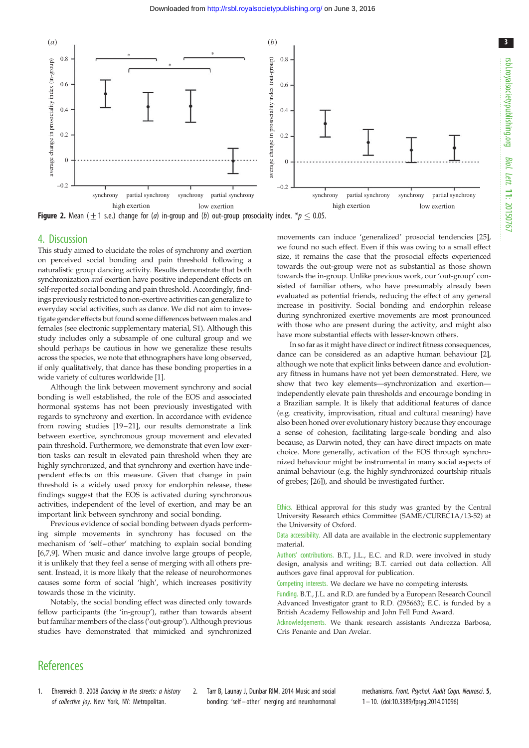**Figure 2.** Mean (±1 s.e.) change for (*a*) in-group and (*b*) out-group prosociality index. *$p \leq 0.05$.

## 4. Discussion

This study aimed to elucidate the roles of synchrony and exertion on perceived social bonding and pain threshold following a naturalistic group dancing activity. Results demonstrate that both synchronization *and* exertion have positive independent effects on self-reported social bonding and pain threshold. Accordingly, findings previously restricted to non-exertive activities can generalize to everyday social activities, such as dance. We did not aim to investigate gender effects but found some differences between males and females (see electronic supplementary material, S1). Although this study includes only a subsample of one cultural group and we should perhaps be cautious in how we generalize these results across the species, we note that ethnographers have long observed, if only qualitatively, that dance has these bonding properties in a wide variety of cultures worldwide [1].

Although the link between movement synchrony and social bonding is well established, the role of the EOS and associated hormonal systems has not been previously investigated with regards to synchrony and exertion. In accordance with evidence from rowing studies [19–21], our results demonstrate a link between exertive, synchronous group movement and elevated pain threshold. Furthermore, we demonstrate that even low exertion tasks can result in elevated pain threshold when they are highly synchronized, and that synchrony and exertion have independent effects on this measure. Given that change in pain threshold is a widely used proxy for endorphin release, these findings suggest that the EOS is activated during synchronous activities, independent of the level of exertion, and may be an important link between synchrony and social bonding.

Previous evidence of social bonding between dyads performing simple movements in synchrony has focused on the mechanism of 'self–other' matching to explain social bonding [6,7,9]. When music and dance involve large groups of people, it is unlikely that they feel a sense of merging with all others present. Instead, it is more likely that the release of neurohormones causes some form of social 'high', which increases positivity towards those in the vicinity.

Notably, the social bonding effect was directed only towards fellow participants (the 'in-group'), rather than towards absent but familiar members of the class ('out-group'). Although previous studies have demonstrated that mimicked and synchronized movements can induce 'generalized' prosocial tendencies [25], we found no such effect. Even if this was owing to a small effect size, it remains the case that the prosocial effects experienced towards the out-group were not as substantial as those shown towards the in-group. Unlike previous work, our 'out-group' consisted of familiar others, who have presumably already been evaluated as potential friends, reducing the effect of any general increase in positivity. Social bonding and endorphin release during synchronized exertive movements are most pronounced with those who are present during the activity, and might also have more substantial effects with lesser-known others.

In so far as it might have direct or indirect fitness consequences, dance can be considered as an adaptive human behaviour [2], although we note that explicit links between dance and evolutionary fitness in humans have not yet been demonstrated. Here, we show that two key elements—synchronization and exertion—independently elevate pain thresholds and encourage bonding in a Brazilian sample. It is likely that additional features of dance (e.g. creativity, improvisation, ritual and cultural meaning) have also been honed over evolutionary history because they encourage a sense of cohesion, facilitating large-scale bonding and also because, as Darwin noted, they can have direct impacts on mate choice. More generally, activation of the EOS through synchronized behaviour might be instrumental in many social aspects of animal behaviour (e.g. the highly synchronized courtship rituals of grebes; [26]), and should be investigated further.

Ethics. Ethical approval for this study was granted by the Central University Research ethics Committee (SAME/CUREC1A/13-52) at the University of Oxford.

Data accessibility. All data are available in the electronic supplementary material.

Authors' contributions. B.T., J.L., E.C. and R.D. were involved in study design, analysis and writing; B.T. carried out data collection. All authors gave final approval for publication.

Competing interests. We declare we have no competing interests.

Funding. B.T., J.L. and R.D. are funded by a European Research Council Advanced Investigator grant to R.D. (295663); E.C. is funded by a British Academy Fellowship and John Fell Fund Award.

Acknowledgements. We thank research assistants Andrezza Barbosa, Cris Penante and Dan Avelar.

## References

1. Ehrenreich B. 2008 *Dancing in the streets: a history of collective joy*. New York, NY: Metropolitan.
2. Tarr B, Launay J, Dunbar RIM. 2014 Music and social bonding: 'self–other' merging and neurohormonal mechanisms. *Front. Psychol. Audit Cogn. Neurosci.* **5**, 1–10. (doi:10.3389/fpsyg.2014.01096)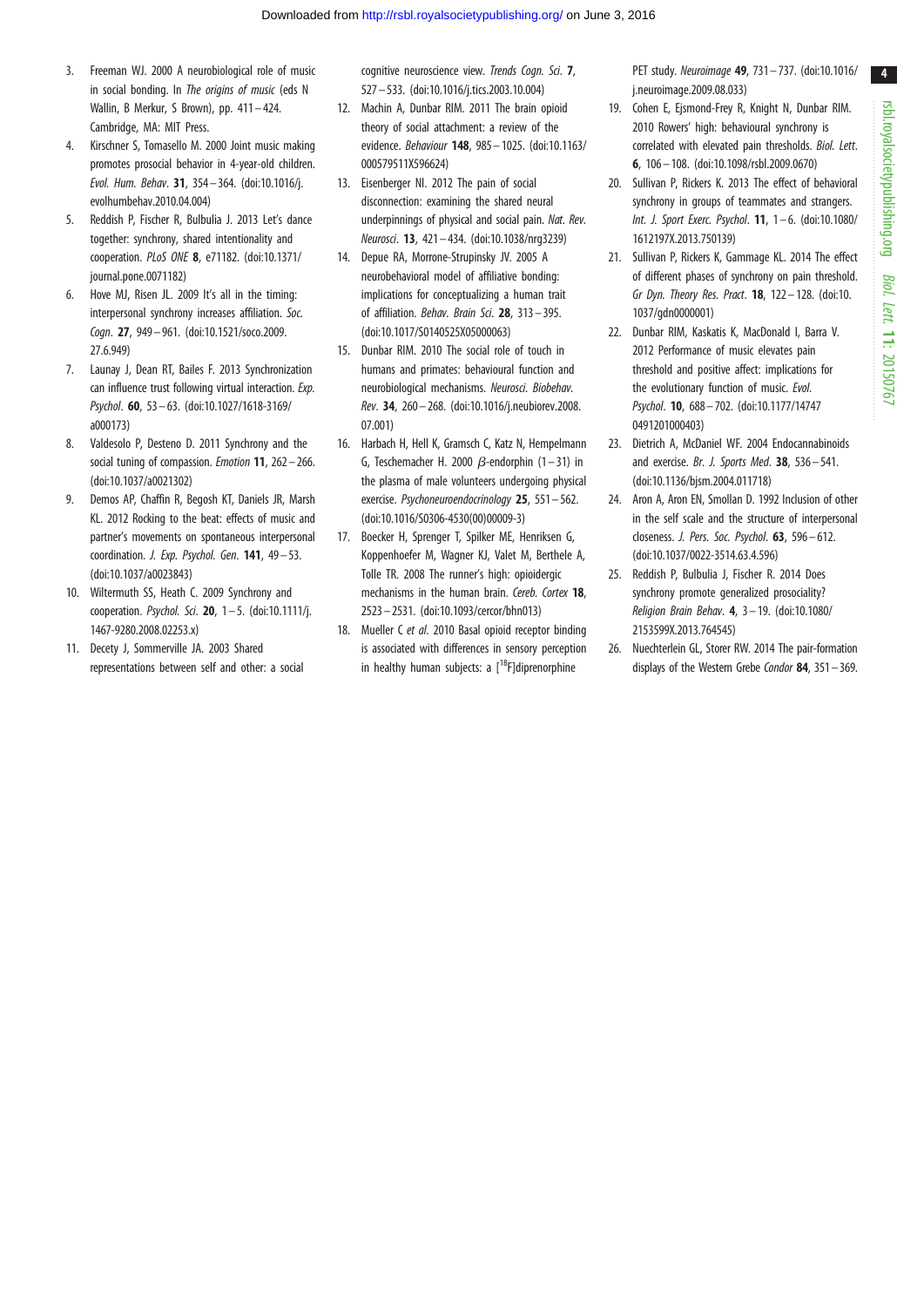3. Freeman WJ. 2000 A neurobiological role of music in social bonding. In *The origins of music* (eds N Wallin, B Merkur, S Brown), pp. 411–424. Cambridge, MA: MIT Press.
4. Kirschner S, Tomasello M. 2000 Joint music making promotes prosocial behavior in 4-year-old children. *Evol. Hum. Behav*. **31**, 354–364. (doi:10.1016/j.evolhumbehav.2010.04.004)
5. Reddish P, Fischer R, Bulbulia J. 2013 Let's dance together: synchrony, shared intentionality and cooperation. *PLoS ONE* **8**, e71182. (doi:10.1371/journal.pone.0071182)
6. Hove MJ, Risen JL. 2009 It's all in the timing: interpersonal synchrony increases affiliation. *Soc. Cogn*. **27**, 949–961. (doi:10.1521/soco.2009.27.6.949)
7. Launay J, Dean RT, Bailes F. 2013 Synchronization can influence trust following virtual interaction. *Exp. Psychol*. **60**, 53–63. (doi:10.1027/1618-3169/a000173)
8. Valdesolo P, Desteno D. 2011 Synchrony and the social tuning of compassion. *Emotion* **11**, 262–266. (doi:10.1037/a0021302)
9. Demos AP, Chaffin R, Begosh KT, Daniels JR, Marsh KL. 2012 Rocking to the beat: effects of music and partner's movements on spontaneous interpersonal coordination. *J. Exp. Psychol. Gen*. **141**, 49–53. (doi:10.1037/a0023843)
10. Wiltermuth SS, Heath C. 2009 Synchrony and cooperation. *Psychol. Sci*. **20**, 1–5. (doi:10.1111/j.1467-9280.2008.02253.x)
11. Decety J, Sommerville JA. 2003 Shared representations between self and other: a social cognitive neuroscience view. *Trends Cogn. Sci*. **7**, 527–533. (doi:10.1016/j.tics.2003.10.004)
12. Machin A, Dunbar RIM. 2011 The brain opioid theory of social attachment: a review of the evidence. *Behaviour* **148**, 985–1025. (doi:10.1163/000579511X596624)
13. Eisenberger NI. 2012 The pain of social disconnection: examining the shared neural underpinnings of physical and social pain. *Nat. Rev. Neurosci*. **13**, 421–434. (doi:10.1038/nrg3239)
14. Depue RA, Morrone-Strupinsky JV. 2005 A neurobehavioral model of affiliative bonding: implications for conceptualizing a human trait of affiliation. *Behav. Brain Sci*. **28**, 313–395. (doi:10.1017/S0140525X05000063)
15. Dunbar RIM. 2010 The social role of touch in humans and primates: behavioural function and neurobiological mechanisms. *Neurosci. Biobehav. Rev*. **34**, 260–268. (doi:10.1016/j.neubiorev.2008.07.001)
16. Harbach H, Hell K, Gramsch C, Katz N, Hempelmann G, Teschemacher H. 2000 $\beta$-endorphin (1–31) in the plasma of male volunteers undergoing physical exercise. *Psychoneuroendocrinology* **25**, 551–562. (doi:10.1016/S0306-4530(00)00009-3)
17. Boecker H, Sprenger T, Spilker ME, Henriksen G, Koppenhoefer M, Wagner KJ, Valet M, Berthele A, Tolle TR. 2008 The runner's high: opioidergic mechanisms in the human brain. *Cereb. Cortex* **18**, 2523–2531. (doi:10.1093/cercor/bhn013)
18. Mueller C *et al*. 2010 Basal opioid receptor binding is associated with differences in sensory perception in healthy human subjects: a [$^{18}$F]diprenorphine PET study. *Neuroimage* **49**, 731–737. (doi:10.1016/j.neuroimage.2009.08.033)
19. Cohen E, Ejsmond-Frey R, Knight N, Dunbar RIM. 2010 Rowers' high: behavioural synchrony is correlated with elevated pain thresholds. *Biol. Lett*. **6**, 106–108. (doi:10.1098/rsbl.2009.0670)
20. Sullivan P, Rickers K. 2013 The effect of behavioral synchrony in groups of teammates and strangers. *Int. J. Sport Exerc. Psychol*. **11**, 1–6. (doi:10.1080/1612197X.2013.750139)
21. Sullivan P, Rickers K, Gammage KL. 2014 The effect of different phases of synchrony on pain threshold. *Gr Dyn. Theory Res. Pract*. **18**, 122–128. (doi:10.1037/gdn0000001)
22. Dunbar RIM, Kaskatis K, MacDonald I, Barra V. 2012 Performance of music elevates pain threshold and positive affect: implications for the evolutionary function of music. *Evol. Psychol*. **10**, 688–702. (doi:10.1177/147470491201000403)
23. Dietrich A, McDaniel WF. 2004 Endocannabinoids and exercise. *Br. J. Sports Med*. **38**, 536–541. (doi:10.1136/bjsm.2004.011718)
24. Aron A, Aron EN, Smollan D. 1992 Inclusion of other in the self scale and the structure of interpersonal closeness. *J. Pers. Soc. Psychol*. **63**, 596–612. (doi:10.1037/0022-3514.63.4.596)
25. Reddish P, Bulbulia J, Fischer R. 2014 Does synchrony promote generalized prosociality? *Religion Brain Behav*. **4**, 3–19. (doi:10.1080/2153599X.2013.764545)
26. Nuechterlein GL, Storer RW. 2014 The pair-formation displays of the Western Grebe *Condor* **84**, 351–369.